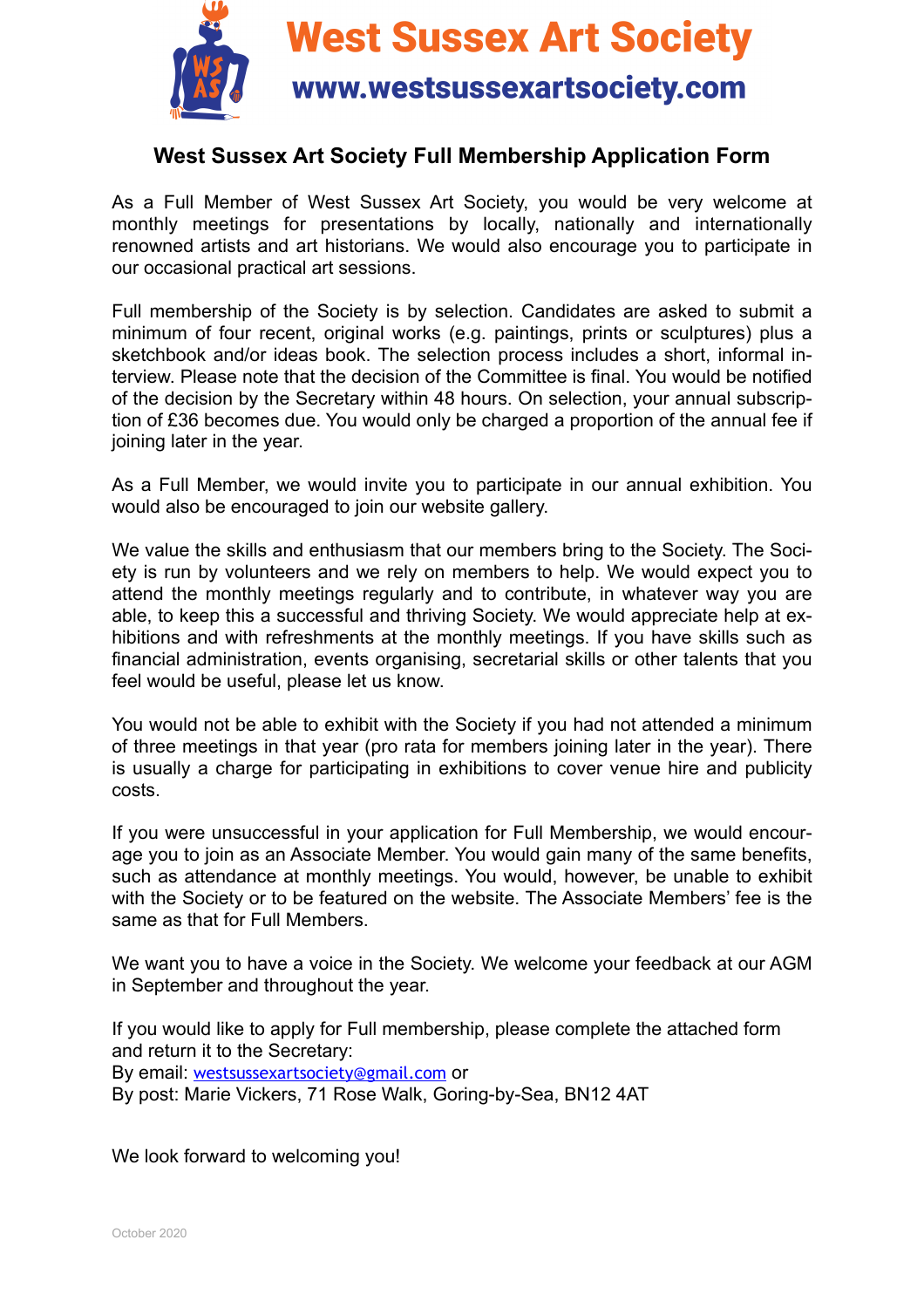# West Sussex Art Society

**www.westsussexartsociety.com**

## West Sussex Art Society Full Membership Application Form

As a Full Member of West Sussex Art Society, you would be very welcome at monthly meetings for presentations by locally, nationally and internationally renowned artists and art historians. We would also encourage you to participate in our occasional practical art sessions.

Full membership of the Society is by selection. Candidates are asked to submit a minimum of four recent, original works (e.g. paintings, prints or sculptures) plus a sketchbook and/or ideas book. The selection process includes a short, informal interview. Please note that the decision of the Committee is final. You would be notified of the decision by the Secretary within 48 hours. On selection, your annual subscription of £36 becomes due. You would only be charged a proportion of the annual fee if joining later in the year.

As a Full Member, we would invite you to participate in our annual exhibition. You would also be encouraged to join our website gallery.

We value the skills and enthusiasm that our members bring to the Society. The Society is run by volunteers and we rely on members to help. We would expect you to attend the monthly meetings regularly and to contribute, in whatever way you are able, to keep this a successful and thriving Society. We would appreciate help at exhibitions and with refreshments at the monthly meetings. If you have skills such as financial administration, events organising, secretarial skills or other talents that you feel would be useful, please let us know.

You would not be able to exhibit with the Society if you had not attended a minimum of three meetings in that year (pro rata for members joining later in the year). There is usually a charge for participating in exhibitions to cover venue hire and publicity costs.

If you were unsuccessful in your application for Full Membership, we would encourage you to join as an Associate Member. You would gain many of the same benefits, such as attendance at monthly meetings. You would, however, be unable to exhibit with the Society or to be featured on the website. The Associate Members' fee is the same as that for Full Members.

We want you to have a voice in the Society. We welcome your feedback at our AGM in September and throughout the year.

If you would like to apply for Full membership, please complete the attached form and return it to the Secretary:
By email: westsussexartsociety@gmail.com or
By post: Marie Vickers, 71 Rose Walk, Goring-by-Sea, BN12 4AT

We look forward to welcoming you!

October 2020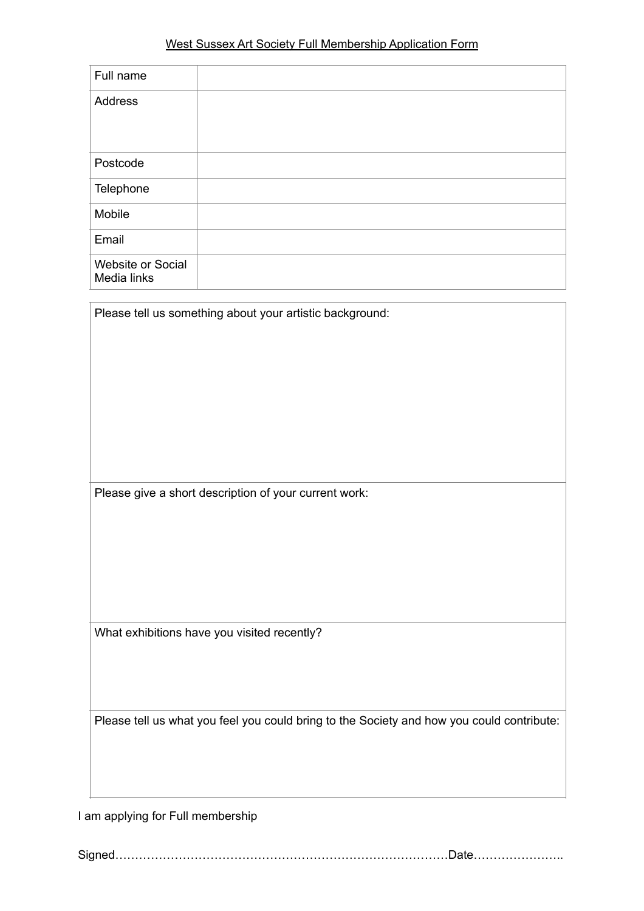West Sussex Art Society Full Membership Application Form

| | |
|---|---|
| Full name | |
| Address | |
| Postcode | |
| Telephone | |
| Mobile | |
| Email | |
| Website or Social Media links | |

| |
|---|
| Please tell us something about your artistic background: |
| Please give a short description of your current work: |
| What exhibitions have you visited recently? |
| Please tell us what you feel you could bring to the Society and how you could contribute: |

I am applying for Full membership

Signed…………………………………………………………………………Date…………………..